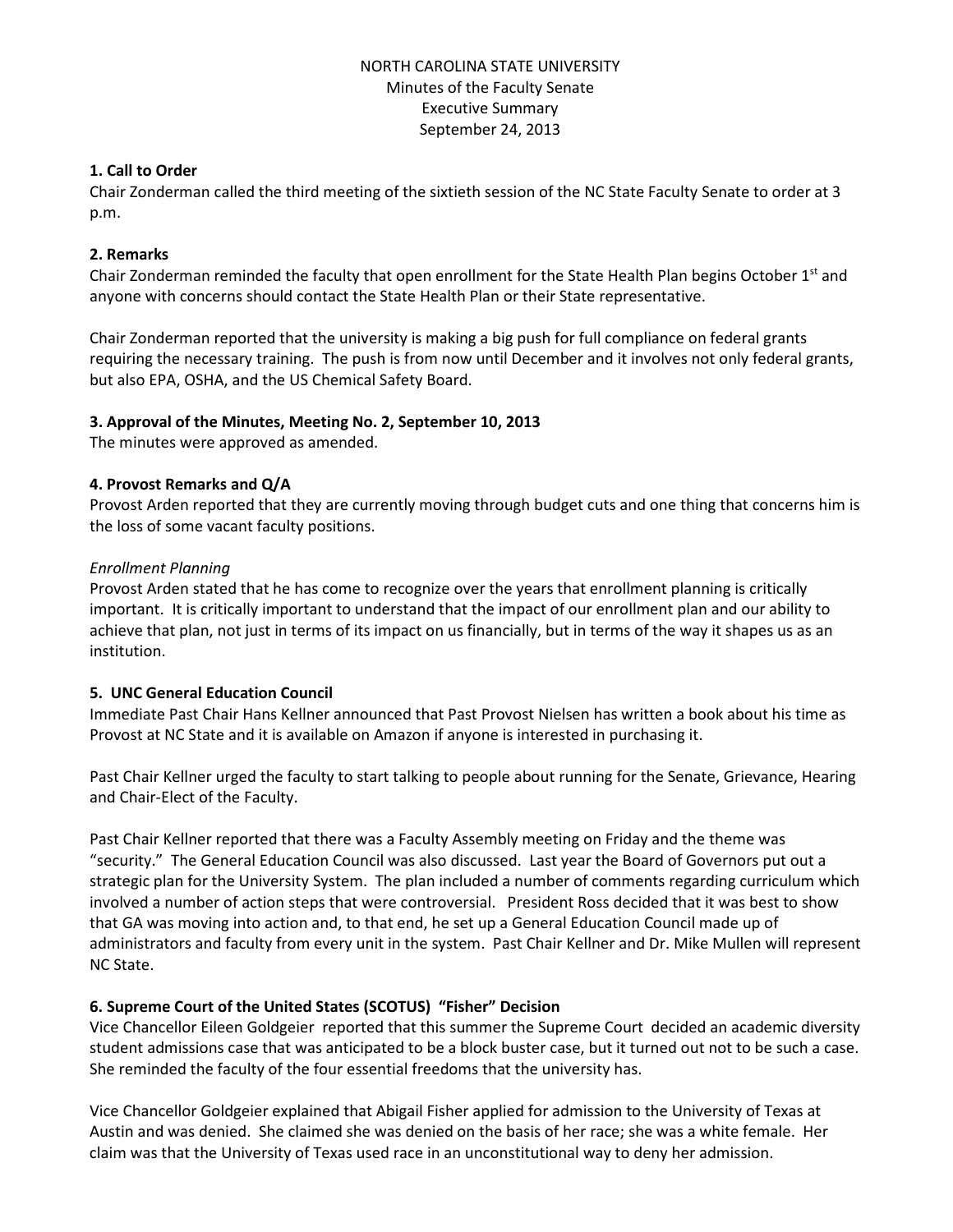NORTH CAROLINA STATE UNIVERSITY
Minutes of the Faculty Senate
Executive Summary
September 24, 2013

**1. Call to Order**

Chair Zonderman called the third meeting of the sixtieth session of the NC State Faculty Senate to order at 3 p.m.

**2. Remarks**

Chair Zonderman reminded the faculty that open enrollment for the State Health Plan begins October 1st and anyone with concerns should contact the State Health Plan or their State representative.

Chair Zonderman reported that the university is making a big push for full compliance on federal grants requiring the necessary training. The push is from now until December and it involves not only federal grants, but also EPA, OSHA, and the US Chemical Safety Board.

**3. Approval of the Minutes, Meeting No. 2, September 10, 2013**

The minutes were approved as amended.

**4. Provost Remarks and Q/A**

Provost Arden reported that they are currently moving through budget cuts and one thing that concerns him is the loss of some vacant faculty positions.

*Enrollment Planning*

Provost Arden stated that he has come to recognize over the years that enrollment planning is critically important. It is critically important to understand that the impact of our enrollment plan and our ability to achieve that plan, not just in terms of its impact on us financially, but in terms of the way it shapes us as an institution.

**5. UNC General Education Council**

Immediate Past Chair Hans Kellner announced that Past Provost Nielsen has written a book about his time as Provost at NC State and it is available on Amazon if anyone is interested in purchasing it.

Past Chair Kellner urged the faculty to start talking to people about running for the Senate, Grievance, Hearing and Chair-Elect of the Faculty.

Past Chair Kellner reported that there was a Faculty Assembly meeting on Friday and the theme was "security." The General Education Council was also discussed. Last year the Board of Governors put out a strategic plan for the University System. The plan included a number of comments regarding curriculum which involved a number of action steps that were controversial. President Ross decided that it was best to show that GA was moving into action and, to that end, he set up a General Education Council made up of administrators and faculty from every unit in the system. Past Chair Kellner and Dr. Mike Mullen will represent NC State.

**6. Supreme Court of the United States (SCOTUS) "Fisher" Decision**

Vice Chancellor Eileen Goldgeier reported that this summer the Supreme Court decided an academic diversity student admissions case that was anticipated to be a block buster case, but it turned out not to be such a case. She reminded the faculty of the four essential freedoms that the university has.

Vice Chancellor Goldgeier explained that Abigail Fisher applied for admission to the University of Texas at Austin and was denied. She claimed she was denied on the basis of her race; she was a white female. Her claim was that the University of Texas used race in an unconstitutional way to deny her admission.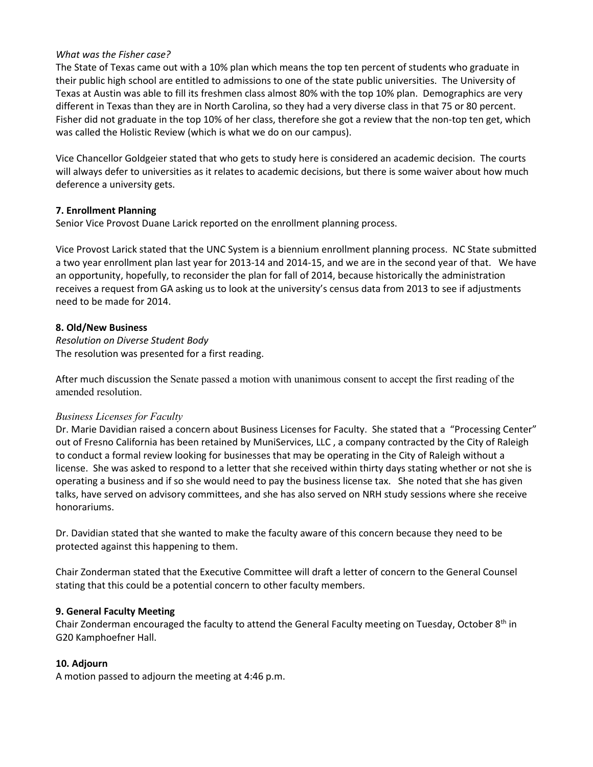*What was the Fisher case?*

The State of Texas came out with a 10% plan which means the top ten percent of students who graduate in their public high school are entitled to admissions to one of the state public universities. The University of Texas at Austin was able to fill its freshmen class almost 80% with the top 10% plan. Demographics are very different in Texas than they are in North Carolina, so they had a very diverse class in that 75 or 80 percent. Fisher did not graduate in the top 10% of her class, therefore she got a review that the non-top ten get, which was called the Holistic Review (which is what we do on our campus).

Vice Chancellor Goldgeier stated that who gets to study here is considered an academic decision. The courts will always defer to universities as it relates to academic decisions, but there is some waiver about how much deference a university gets.

**7. Enrollment Planning**

Senior Vice Provost Duane Larick reported on the enrollment planning process.

Vice Provost Larick stated that the UNC System is a biennium enrollment planning process. NC State submitted a two year enrollment plan last year for 2013-14 and 2014-15, and we are in the second year of that. We have an opportunity, hopefully, to reconsider the plan for fall of 2014, because historically the administration receives a request from GA asking us to look at the university's census data from 2013 to see if adjustments need to be made for 2014.

**8. Old/New Business**

*Resolution on Diverse Student Body*

The resolution was presented for a first reading.

After much discussion the Senate passed a motion with unanimous consent to accept the first reading of the amended resolution.

*Business Licenses for Faculty*

Dr. Marie Davidian raised a concern about Business Licenses for Faculty. She stated that a "Processing Center" out of Fresno California has been retained by MuniServices, LLC , a company contracted by the City of Raleigh to conduct a formal review looking for businesses that may be operating in the City of Raleigh without a license. She was asked to respond to a letter that she received within thirty days stating whether or not she is operating a business and if so she would need to pay the business license tax. She noted that she has given talks, have served on advisory committees, and she has also served on NRH study sessions where she receive honorariums.

Dr. Davidian stated that she wanted to make the faculty aware of this concern because they need to be protected against this happening to them.

Chair Zonderman stated that the Executive Committee will draft a letter of concern to the General Counsel stating that this could be a potential concern to other faculty members.

**9. General Faculty Meeting**

Chair Zonderman encouraged the faculty to attend the General Faculty meeting on Tuesday, October 8th in G20 Kamphoefner Hall.

**10. Adjourn**

A motion passed to adjourn the meeting at 4:46 p.m.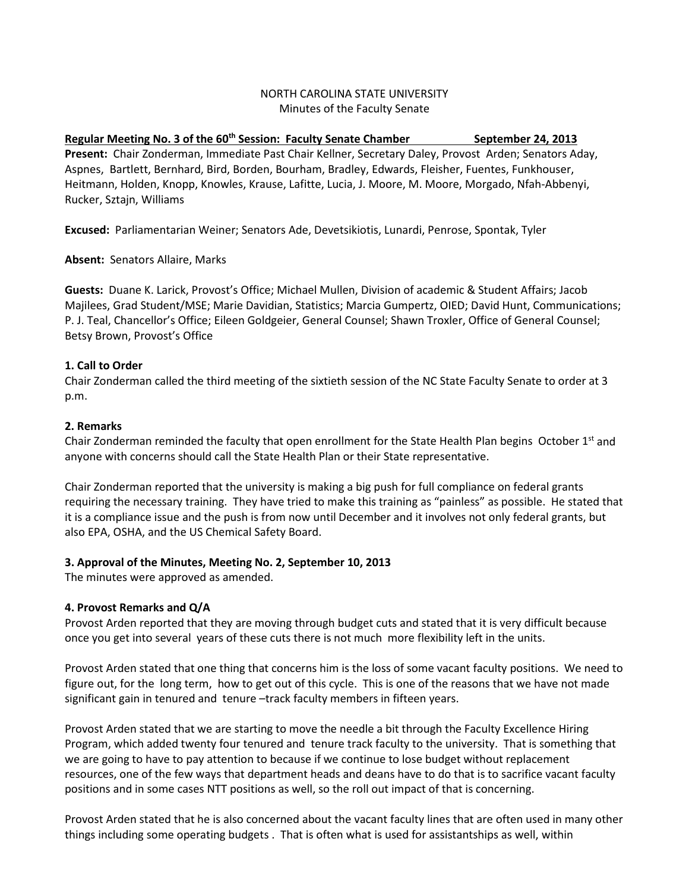NORTH CAROLINA STATE UNIVERSITY
Minutes of the Faculty Senate

**Regular Meeting No. 3 of the 60th Session: Faculty Senate Chamber September 24, 2013**

**Present:** Chair Zonderman, Immediate Past Chair Kellner, Secretary Daley, Provost Arden; Senators Aday, Aspnes, Bartlett, Bernhard, Bird, Borden, Bourham, Bradley, Edwards, Fleisher, Fuentes, Funkhouser, Heitmann, Holden, Knopp, Knowles, Krause, Lafitte, Lucia, J. Moore, M. Moore, Morgado, Nfah-Abbenyi, Rucker, Sztajn, Williams

**Excused:** Parliamentarian Weiner; Senators Ade, Devetsikiotis, Lunardi, Penrose, Spontak, Tyler

**Absent:** Senators Allaire, Marks

**Guests:** Duane K. Larick, Provost's Office; Michael Mullen, Division of academic & Student Affairs; Jacob Majilees, Grad Student/MSE; Marie Davidian, Statistics; Marcia Gumpertz, OIED; David Hunt, Communications; P. J. Teal, Chancellor's Office; Eileen Goldgeier, General Counsel; Shawn Troxler, Office of General Counsel; Betsy Brown, Provost's Office

**1. Call to Order**

Chair Zonderman called the third meeting of the sixtieth session of the NC State Faculty Senate to order at 3 p.m.

**2. Remarks**

Chair Zonderman reminded the faculty that open enrollment for the State Health Plan begins October 1st and anyone with concerns should call the State Health Plan or their State representative.

Chair Zonderman reported that the university is making a big push for full compliance on federal grants requiring the necessary training. They have tried to make this training as "painless" as possible. He stated that it is a compliance issue and the push is from now until December and it involves not only federal grants, but also EPA, OSHA, and the US Chemical Safety Board.

**3. Approval of the Minutes, Meeting No. 2, September 10, 2013**

The minutes were approved as amended.

**4. Provost Remarks and Q/A**

Provost Arden reported that they are moving through budget cuts and stated that it is very difficult because once you get into several years of these cuts there is not much more flexibility left in the units.

Provost Arden stated that one thing that concerns him is the loss of some vacant faculty positions. We need to figure out, for the long term, how to get out of this cycle. This is one of the reasons that we have not made significant gain in tenured and tenure –track faculty members in fifteen years.

Provost Arden stated that we are starting to move the needle a bit through the Faculty Excellence Hiring Program, which added twenty four tenured and tenure track faculty to the university. That is something that we are going to have to pay attention to because if we continue to lose budget without replacement resources, one of the few ways that department heads and deans have to do that is to sacrifice vacant faculty positions and in some cases NTT positions as well, so the roll out impact of that is concerning.

Provost Arden stated that he is also concerned about the vacant faculty lines that are often used in many other things including some operating budgets . That is often what is used for assistantships as well, within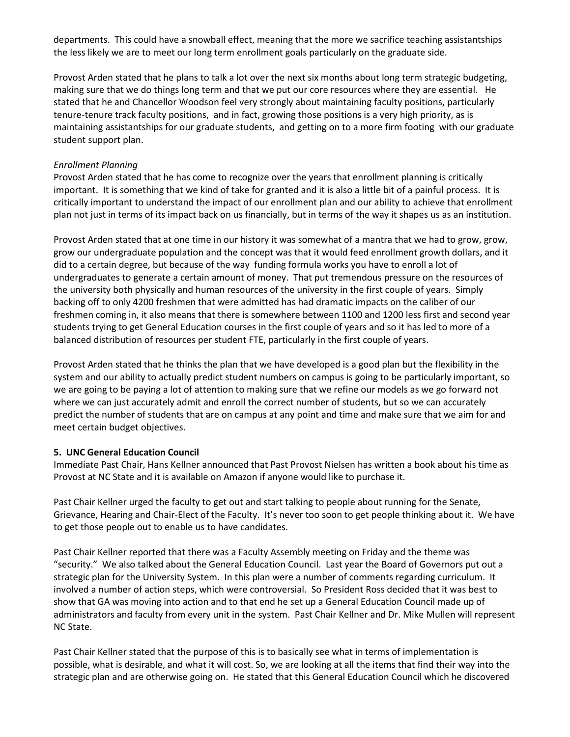departments. This could have a snowball effect, meaning that the more we sacrifice teaching assistantships the less likely we are to meet our long term enrollment goals particularly on the graduate side.

Provost Arden stated that he plans to talk a lot over the next six months about long term strategic budgeting, making sure that we do things long term and that we put our core resources where they are essential. He stated that he and Chancellor Woodson feel very strongly about maintaining faculty positions, particularly tenure-tenure track faculty positions, and in fact, growing those positions is a very high priority, as is maintaining assistantships for our graduate students, and getting on to a more firm footing with our graduate student support plan.

*Enrollment Planning*
Provost Arden stated that he has come to recognize over the years that enrollment planning is critically important. It is something that we kind of take for granted and it is also a little bit of a painful process. It is critically important to understand the impact of our enrollment plan and our ability to achieve that enrollment plan not just in terms of its impact back on us financially, but in terms of the way it shapes us as an institution.

Provost Arden stated that at one time in our history it was somewhat of a mantra that we had to grow, grow, grow our undergraduate population and the concept was that it would feed enrollment growth dollars, and it did to a certain degree, but because of the way funding formula works you have to enroll a lot of undergraduates to generate a certain amount of money. That put tremendous pressure on the resources of the university both physically and human resources of the university in the first couple of years. Simply backing off to only 4200 freshmen that were admitted has had dramatic impacts on the caliber of our freshmen coming in, it also means that there is somewhere between 1100 and 1200 less first and second year students trying to get General Education courses in the first couple of years and so it has led to more of a balanced distribution of resources per student FTE, particularly in the first couple of years.

Provost Arden stated that he thinks the plan that we have developed is a good plan but the flexibility in the system and our ability to actually predict student numbers on campus is going to be particularly important, so we are going to be paying a lot of attention to making sure that we refine our models as we go forward not where we can just accurately admit and enroll the correct number of students, but so we can accurately predict the number of students that are on campus at any point and time and make sure that we aim for and meet certain budget objectives.

**5. UNC General Education Council**
Immediate Past Chair, Hans Kellner announced that Past Provost Nielsen has written a book about his time as Provost at NC State and it is available on Amazon if anyone would like to purchase it.

Past Chair Kellner urged the faculty to get out and start talking to people about running for the Senate, Grievance, Hearing and Chair-Elect of the Faculty. It's never too soon to get people thinking about it. We have to get those people out to enable us to have candidates.

Past Chair Kellner reported that there was a Faculty Assembly meeting on Friday and the theme was "security." We also talked about the General Education Council. Last year the Board of Governors put out a strategic plan for the University System. In this plan were a number of comments regarding curriculum. It involved a number of action steps, which were controversial. So President Ross decided that it was best to show that GA was moving into action and to that end he set up a General Education Council made up of administrators and faculty from every unit in the system. Past Chair Kellner and Dr. Mike Mullen will represent NC State.

Past Chair Kellner stated that the purpose of this is to basically see what in terms of implementation is possible, what is desirable, and what it will cost. So, we are looking at all the items that find their way into the strategic plan and are otherwise going on. He stated that this General Education Council which he discovered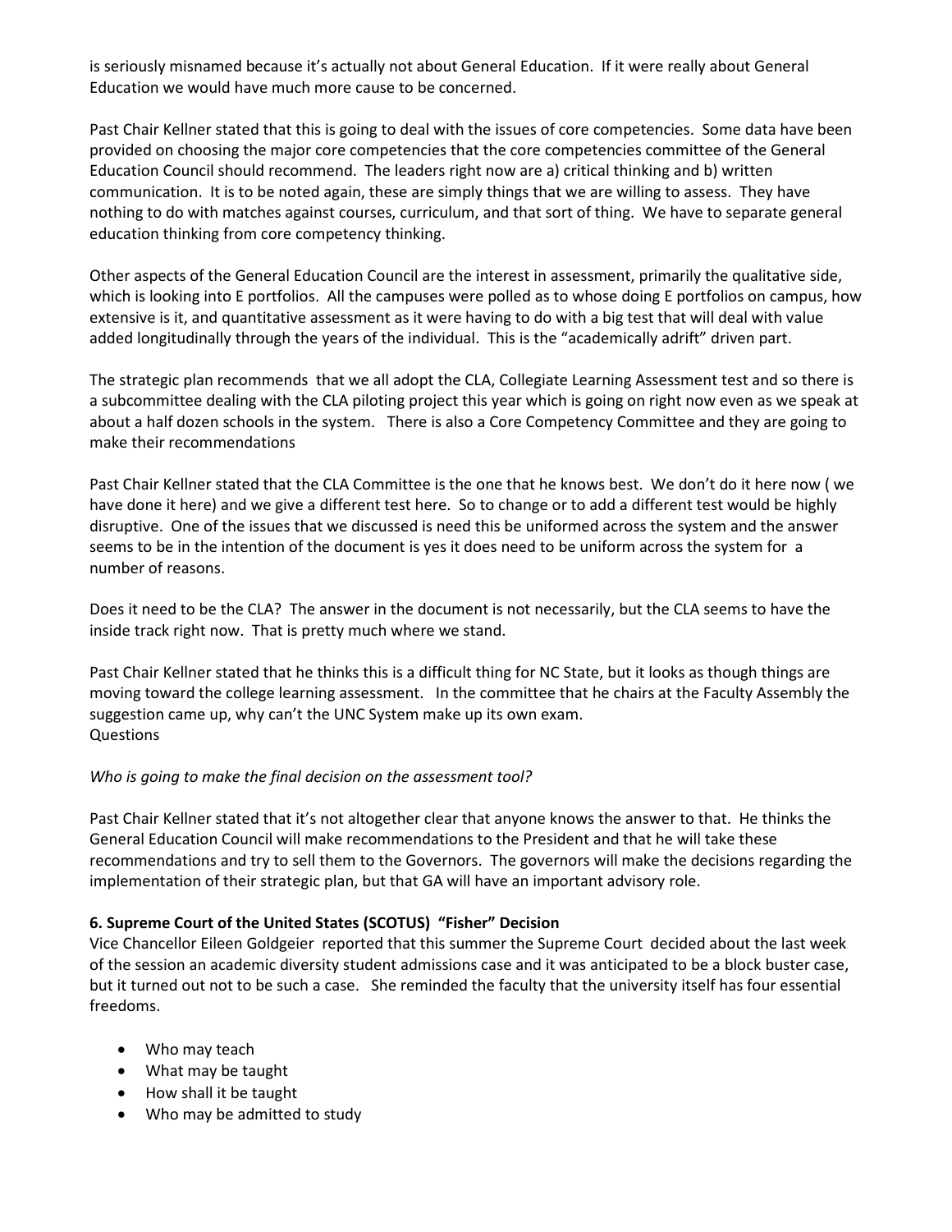is seriously misnamed because it's actually not about General Education. If it were really about General Education we would have much more cause to be concerned.

Past Chair Kellner stated that this is going to deal with the issues of core competencies. Some data have been provided on choosing the major core competencies that the core competencies committee of the General Education Council should recommend. The leaders right now are a) critical thinking and b) written communication. It is to be noted again, these are simply things that we are willing to assess. They have nothing to do with matches against courses, curriculum, and that sort of thing. We have to separate general education thinking from core competency thinking.

Other aspects of the General Education Council are the interest in assessment, primarily the qualitative side, which is looking into E portfolios. All the campuses were polled as to whose doing E portfolios on campus, how extensive is it, and quantitative assessment as it were having to do with a big test that will deal with value added longitudinally through the years of the individual. This is the "academically adrift" driven part.

The strategic plan recommends that we all adopt the CLA, Collegiate Learning Assessment test and so there is a subcommittee dealing with the CLA piloting project this year which is going on right now even as we speak at about a half dozen schools in the system. There is also a Core Competency Committee and they are going to make their recommendations

Past Chair Kellner stated that the CLA Committee is the one that he knows best. We don't do it here now ( we have done it here) and we give a different test here. So to change or to add a different test would be highly disruptive. One of the issues that we discussed is need this be uniformed across the system and the answer seems to be in the intention of the document is yes it does need to be uniform across the system for a number of reasons.

Does it need to be the CLA? The answer in the document is not necessarily, but the CLA seems to have the inside track right now. That is pretty much where we stand.

Past Chair Kellner stated that he thinks this is a difficult thing for NC State, but it looks as though things are moving toward the college learning assessment. In the committee that he chairs at the Faculty Assembly the suggestion came up, why can't the UNC System make up its own exam.

Questions

*Who is going to make the final decision on the assessment tool?*

Past Chair Kellner stated that it's not altogether clear that anyone knows the answer to that. He thinks the General Education Council will make recommendations to the President and that he will take these recommendations and try to sell them to the Governors. The governors will make the decisions regarding the implementation of their strategic plan, but that GA will have an important advisory role.

**6. Supreme Court of the United States (SCOTUS) "Fisher" Decision**

Vice Chancellor Eileen Goldgeier reported that this summer the Supreme Court decided about the last week of the session an academic diversity student admissions case and it was anticipated to be a block buster case, but it turned out not to be such a case. She reminded the faculty that the university itself has four essential freedoms.

- Who may teach
- What may be taught
- How shall it be taught
- Who may be admitted to study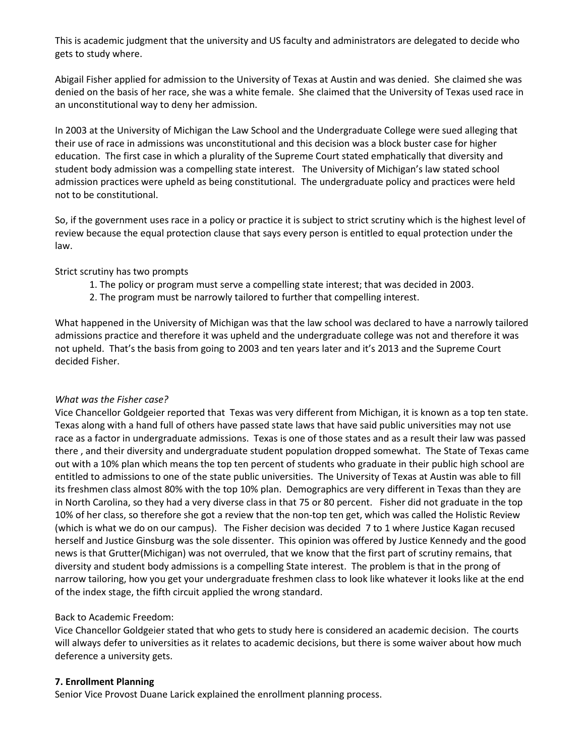This is academic judgment that the university and US faculty and administrators are delegated to decide who gets to study where.

Abigail Fisher applied for admission to the University of Texas at Austin and was denied. She claimed she was denied on the basis of her race, she was a white female. She claimed that the University of Texas used race in an unconstitutional way to deny her admission.

In 2003 at the University of Michigan the Law School and the Undergraduate College were sued alleging that their use of race in admissions was unconstitutional and this decision was a block buster case for higher education. The first case in which a plurality of the Supreme Court stated emphatically that diversity and student body admission was a compelling state interest. The University of Michigan's law stated school admission practices were upheld as being constitutional. The undergraduate policy and practices were held not to be constitutional.

So, if the government uses race in a policy or practice it is subject to strict scrutiny which is the highest level of review because the equal protection clause that says every person is entitled to equal protection under the law.

Strict scrutiny has two prompts

1. The policy or program must serve a compelling state interest; that was decided in 2003.
2. The program must be narrowly tailored to further that compelling interest.

What happened in the University of Michigan was that the law school was declared to have a narrowly tailored admissions practice and therefore it was upheld and the undergraduate college was not and therefore it was not upheld. That's the basis from going to 2003 and ten years later and it's 2013 and the Supreme Court decided Fisher.

*What was the Fisher case?*

Vice Chancellor Goldgeier reported that Texas was very different from Michigan, it is known as a top ten state. Texas along with a hand full of others have passed state laws that have said public universities may not use race as a factor in undergraduate admissions. Texas is one of those states and as a result their law was passed there , and their diversity and undergraduate student population dropped somewhat. The State of Texas came out with a 10% plan which means the top ten percent of students who graduate in their public high school are entitled to admissions to one of the state public universities. The University of Texas at Austin was able to fill its freshmen class almost 80% with the top 10% plan. Demographics are very different in Texas than they are in North Carolina, so they had a very diverse class in that 75 or 80 percent. Fisher did not graduate in the top 10% of her class, so therefore she got a review that the non-top ten get, which was called the Holistic Review (which is what we do on our campus). The Fisher decision was decided 7 to 1 where Justice Kagan recused herself and Justice Ginsburg was the sole dissenter. This opinion was offered by Justice Kennedy and the good news is that Grutter(Michigan) was not overruled, that we know that the first part of scrutiny remains, that diversity and student body admissions is a compelling State interest. The problem is that in the prong of narrow tailoring, how you get your undergraduate freshmen class to look like whatever it looks like at the end of the index stage, the fifth circuit applied the wrong standard.

Back to Academic Freedom:

Vice Chancellor Goldgeier stated that who gets to study here is considered an academic decision. The courts will always defer to universities as it relates to academic decisions, but there is some waiver about how much deference a university gets.

**7. Enrollment Planning**

Senior Vice Provost Duane Larick explained the enrollment planning process.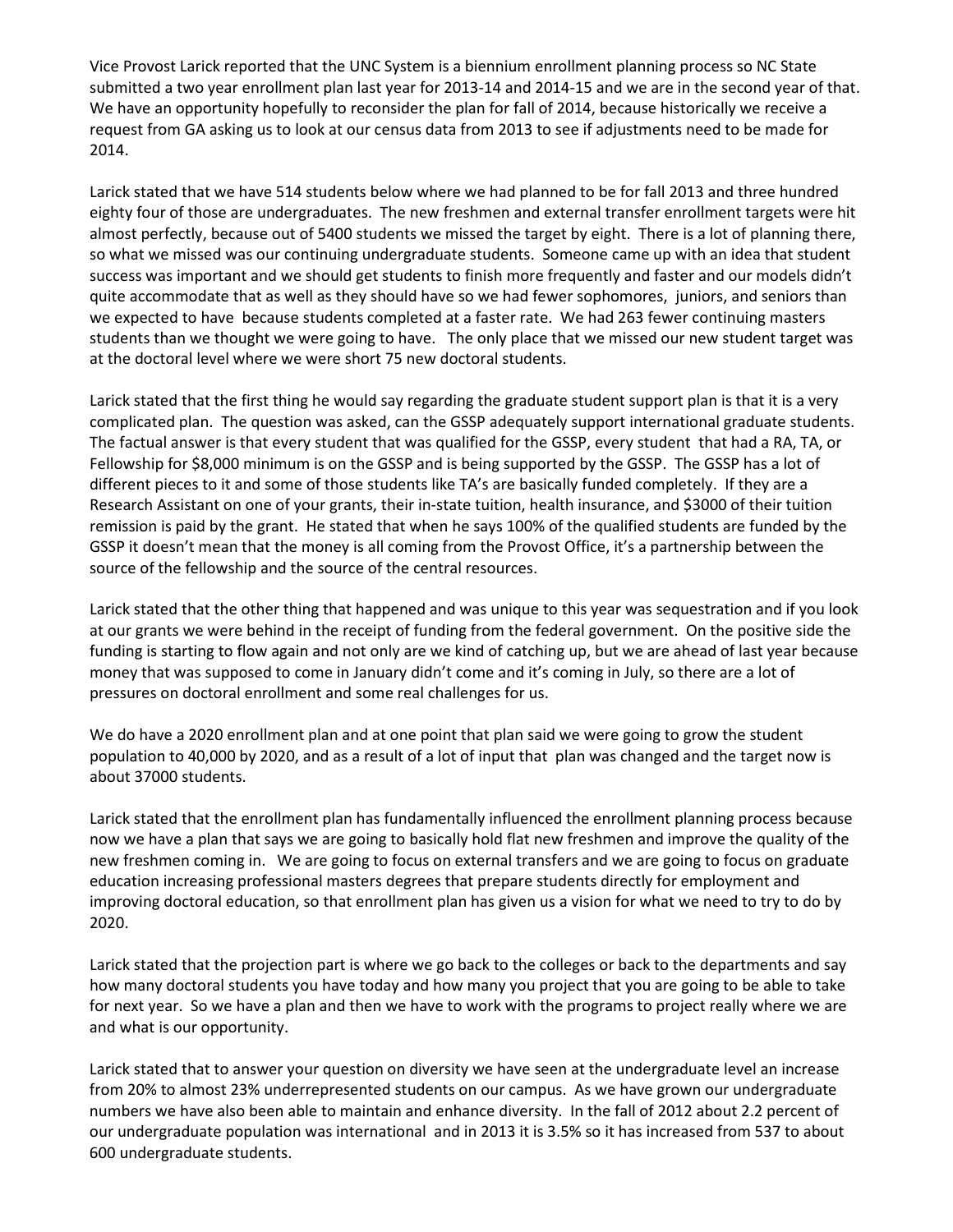Vice Provost Larick reported that the UNC System is a biennium enrollment planning process so NC State submitted a two year enrollment plan last year for 2013-14 and 2014-15 and we are in the second year of that. We have an opportunity hopefully to reconsider the plan for fall of 2014, because historically we receive a request from GA asking us to look at our census data from 2013 to see if adjustments need to be made for 2014.

Larick stated that we have 514 students below where we had planned to be for fall 2013 and three hundred eighty four of those are undergraduates. The new freshmen and external transfer enrollment targets were hit almost perfectly, because out of 5400 students we missed the target by eight. There is a lot of planning there, so what we missed was our continuing undergraduate students. Someone came up with an idea that student success was important and we should get students to finish more frequently and faster and our models didn't quite accommodate that as well as they should have so we had fewer sophomores, juniors, and seniors than we expected to have because students completed at a faster rate. We had 263 fewer continuing masters students than we thought we were going to have. The only place that we missed our new student target was at the doctoral level where we were short 75 new doctoral students.

Larick stated that the first thing he would say regarding the graduate student support plan is that it is a very complicated plan. The question was asked, can the GSSP adequately support international graduate students. The factual answer is that every student that was qualified for the GSSP, every student that had a RA, TA, or Fellowship for $8,000 minimum is on the GSSP and is being supported by the GSSP. The GSSP has a lot of different pieces to it and some of those students like TA's are basically funded completely. If they are a Research Assistant on one of your grants, their in-state tuition, health insurance, and $3000 of their tuition remission is paid by the grant. He stated that when he says 100% of the qualified students are funded by the GSSP it doesn't mean that the money is all coming from the Provost Office, it's a partnership between the source of the fellowship and the source of the central resources.

Larick stated that the other thing that happened and was unique to this year was sequestration and if you look at our grants we were behind in the receipt of funding from the federal government. On the positive side the funding is starting to flow again and not only are we kind of catching up, but we are ahead of last year because money that was supposed to come in January didn't come and it's coming in July, so there are a lot of pressures on doctoral enrollment and some real challenges for us.

We do have a 2020 enrollment plan and at one point that plan said we were going to grow the student population to 40,000 by 2020, and as a result of a lot of input that plan was changed and the target now is about 37000 students.

Larick stated that the enrollment plan has fundamentally influenced the enrollment planning process because now we have a plan that says we are going to basically hold flat new freshmen and improve the quality of the new freshmen coming in. We are going to focus on external transfers and we are going to focus on graduate education increasing professional masters degrees that prepare students directly for employment and improving doctoral education, so that enrollment plan has given us a vision for what we need to try to do by 2020.

Larick stated that the projection part is where we go back to the colleges or back to the departments and say how many doctoral students you have today and how many you project that you are going to be able to take for next year. So we have a plan and then we have to work with the programs to project really where we are and what is our opportunity.

Larick stated that to answer your question on diversity we have seen at the undergraduate level an increase from 20% to almost 23% underrepresented students on our campus. As we have grown our undergraduate numbers we have also been able to maintain and enhance diversity. In the fall of 2012 about 2.2 percent of our undergraduate population was international and in 2013 it is 3.5% so it has increased from 537 to about 600 undergraduate students.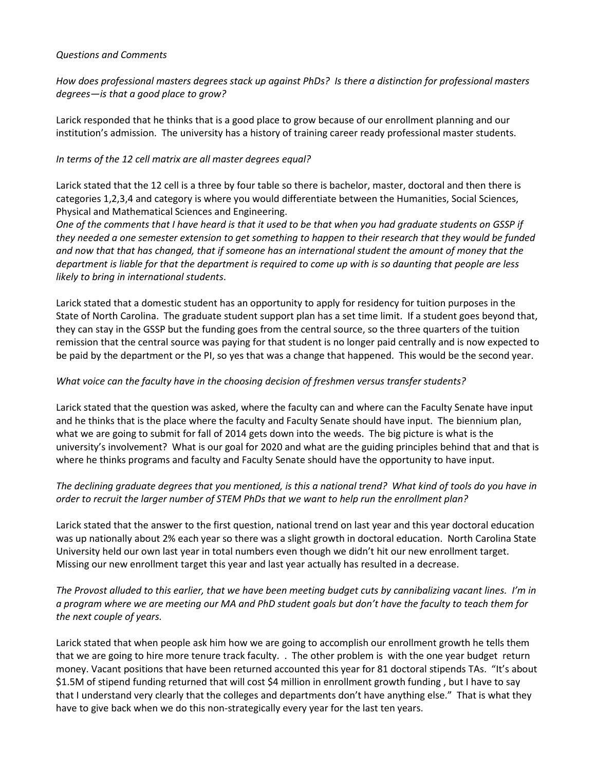*Questions and Comments*

*How does professional masters degrees stack up against PhDs? Is there a distinction for professional masters degrees—is that a good place to grow?*

Larick responded that he thinks that is a good place to grow because of our enrollment planning and our institution's admission. The university has a history of training career ready professional master students.

*In terms of the 12 cell matrix are all master degrees equal?*

Larick stated that the 12 cell is a three by four table so there is bachelor, master, doctoral and then there is categories 1,2,3,4 and category is where you would differentiate between the Humanities, Social Sciences, Physical and Mathematical Sciences and Engineering.

*One of the comments that I have heard is that it used to be that when you had graduate students on GSSP if they needed a one semester extension to get something to happen to their research that they would be funded and now that that has changed, that if someone has an international student the amount of money that the department is liable for that the department is required to come up with is so daunting that people are less likely to bring in international students*.

Larick stated that a domestic student has an opportunity to apply for residency for tuition purposes in the State of North Carolina. The graduate student support plan has a set time limit. If a student goes beyond that, they can stay in the GSSP but the funding goes from the central source, so the three quarters of the tuition remission that the central source was paying for that student is no longer paid centrally and is now expected to be paid by the department or the PI, so yes that was a change that happened. This would be the second year.

*What voice can the faculty have in the choosing decision of freshmen versus transfer students?*

Larick stated that the question was asked, where the faculty can and where can the Faculty Senate have input and he thinks that is the place where the faculty and Faculty Senate should have input. The biennium plan, what we are going to submit for fall of 2014 gets down into the weeds. The big picture is what is the university's involvement? What is our goal for 2020 and what are the guiding principles behind that and that is where he thinks programs and faculty and Faculty Senate should have the opportunity to have input.

*The declining graduate degrees that you mentioned, is this a national trend? What kind of tools do you have in order to recruit the larger number of STEM PhDs that we want to help run the enrollment plan?*

Larick stated that the answer to the first question, national trend on last year and this year doctoral education was up nationally about 2% each year so there was a slight growth in doctoral education. North Carolina State University held our own last year in total numbers even though we didn't hit our new enrollment target. Missing our new enrollment target this year and last year actually has resulted in a decrease.

*The Provost alluded to this earlier, that we have been meeting budget cuts by cannibalizing vacant lines. I'm in a program where we are meeting our MA and PhD student goals but don't have the faculty to teach them for the next couple of years.*

Larick stated that when people ask him how we are going to accomplish our enrollment growth he tells them that we are going to hire more tenure track faculty. . The other problem is with the one year budget return money. Vacant positions that have been returned accounted this year for 81 doctoral stipends TAs. "It's about \$1.5M of stipend funding returned that will cost \$4 million in enrollment growth funding , but I have to say that I understand very clearly that the colleges and departments don't have anything else." That is what they have to give back when we do this non-strategically every year for the last ten years.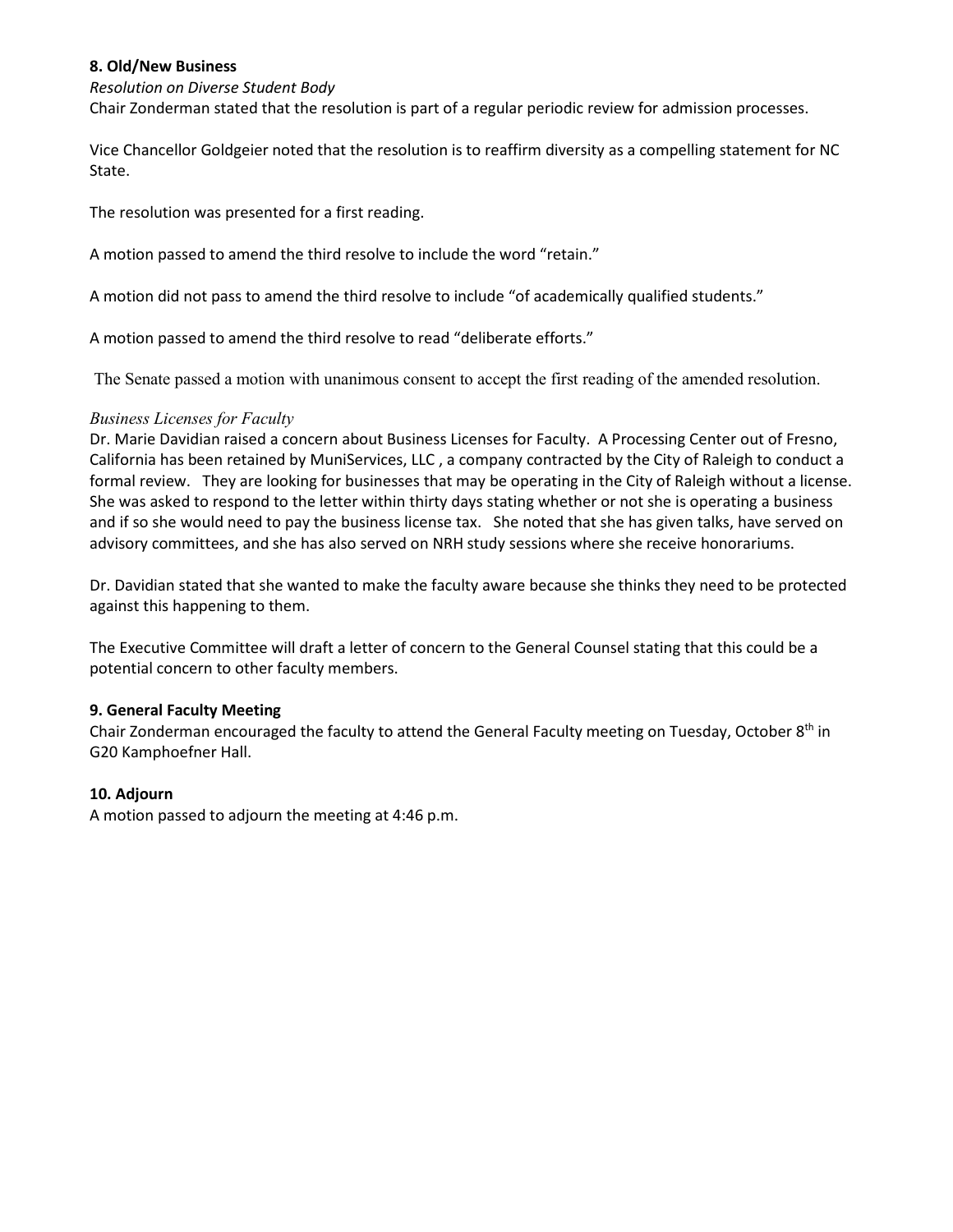**8. Old/New Business**

*Resolution on Diverse Student Body*

Chair Zonderman stated that the resolution is part of a regular periodic review for admission processes.

Vice Chancellor Goldgeier noted that the resolution is to reaffirm diversity as a compelling statement for NC State.

The resolution was presented for a first reading.

A motion passed to amend the third resolve to include the word "retain."

A motion did not pass to amend the third resolve to include "of academically qualified students."

A motion passed to amend the third resolve to read "deliberate efforts."

The Senate passed a motion with unanimous consent to accept the first reading of the amended resolution.

*Business Licenses for Faculty*

Dr. Marie Davidian raised a concern about Business Licenses for Faculty. A Processing Center out of Fresno, California has been retained by MuniServices, LLC , a company contracted by the City of Raleigh to conduct a formal review. They are looking for businesses that may be operating in the City of Raleigh without a license. She was asked to respond to the letter within thirty days stating whether or not she is operating a business and if so she would need to pay the business license tax. She noted that she has given talks, have served on advisory committees, and she has also served on NRH study sessions where she receive honorariums.

Dr. Davidian stated that she wanted to make the faculty aware because she thinks they need to be protected against this happening to them.

The Executive Committee will draft a letter of concern to the General Counsel stating that this could be a potential concern to other faculty members.

**9. General Faculty Meeting**

Chair Zonderman encouraged the faculty to attend the General Faculty meeting on Tuesday, October 8th in G20 Kamphoefner Hall.

**10. Adjourn**

A motion passed to adjourn the meeting at 4:46 p.m.